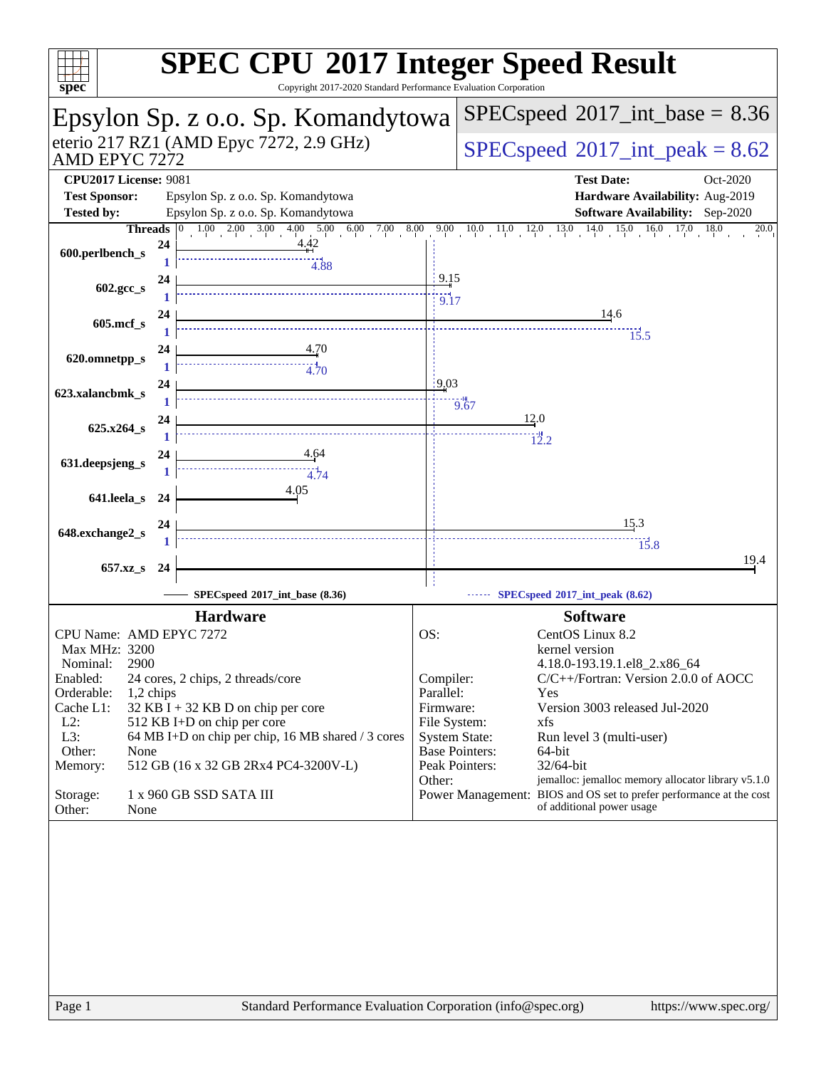# SPEC CPU 2017 Integer Speed Result

Copyright 2017-2020 Standard Performance Evaluation Corporation

## Epsylon Sp. z o.o. Sp. Komandytowa

eterio 217 RZ1 (AMD Epyc 7272, 2.9 GHz)
AMD EPYC 7272

**SPECspeed 2017_int_base = 8.36**

**SPECspeed 2017_int_peak = 8.62**

| | | | |
|---|---|---|---|
| **CPU2017 License:** | 9081 | **Test Date:** | Oct-2020 |
| **Test Sponsor:** | Epsylon Sp. z o.o. Sp. Komandytowa | **Hardware Availability:** | Aug-2019 |
| **Tested by:** | Epsylon Sp. z o.o. Sp. Komandytowa | **Software Availability:** | Sep-2020 |

| Benchmark | Base Threads | Base | Peak Threads | Peak |
|---|---|---|---|---|
| 600.perlbench_s | 24 | 4.42 | 1 | 4.88 |
| 602.gcc_s | 24 | 9.15 | 1 | 9.17 |
| 605.mcf_s | 24 | 14.6 | 1 | 15.5 |
| 620.omnetpp_s | 24 | 4.70 | 1 | 4.70 |
| 623.xalancbmk_s | 24 | 9.03 | 1 | 9.67 |
| 625.x264_s | 24 | 12.0 | 1 | 12.2 |
| 631.deepsjeng_s | 24 | 4.64 | 1 | 4.74 |
| 641.leela_s | 24 | 4.05 | | |
| 648.exchange2_s | 24 | 15.3 | 1 | 15.8 |
| 657.xz_s | 24 | 19.4 | | |

SPECspeed 2017_int_base (8.36) — SPECspeed 2017_int_peak (8.62)

### Hardware

| | |
|---|---|
| CPU Name: | AMD EPYC 7272 |
| Max MHz: | 3200 |
| Nominal: | 2900 |
| Enabled: | 24 cores, 2 chips, 2 threads/core |
| Orderable: | 1,2 chips |
| Cache L1: | 32 KB I + 32 KB D on chip per core |
| L2: | 512 KB I+D on chip per core |
| L3: | 64 MB I+D on chip per chip, 16 MB shared / 3 cores |
| Other: | None |
| Memory: | 512 GB (16 x 32 GB 2Rx4 PC4-3200V-L) |
| Storage: | 1 x 960 GB SSD SATA III |
| Other: | None |

### Software

| | |
|---|---|
| OS: | CentOS Linux 8.2 kernel version 4.18.0-193.19.1.el8_2.x86_64 |
| Compiler: | C/C++/Fortran: Version 2.0.0 of AOCC |
| Parallel: | Yes |
| Firmware: | Version 3003 released Jul-2020 |
| File System: | xfs |
| System State: | Run level 3 (multi-user) |
| Base Pointers: | 64-bit |
| Peak Pointers: | 32/64-bit |
| Other: | jemalloc: jemalloc memory allocator library v5.1.0 |
| Power Management: | BIOS and OS set to prefer performance at the cost of additional power usage |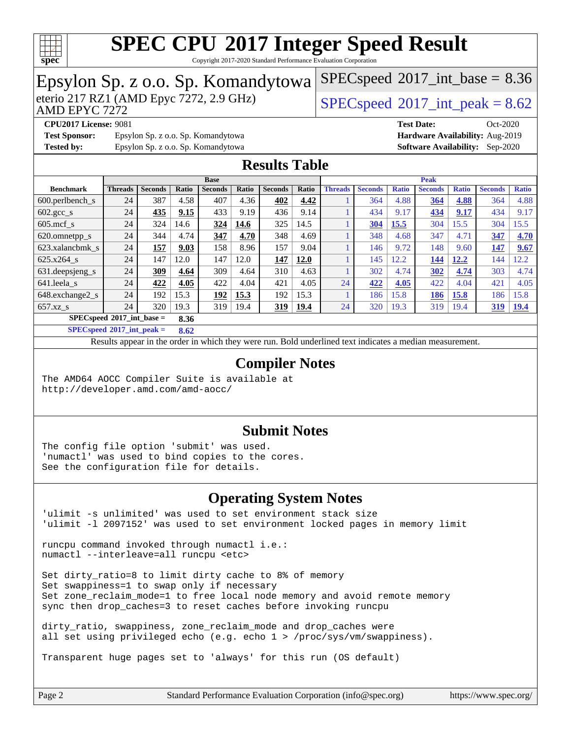# SPEC CPU 2017 Integer Speed Result

Copyright 2017-2020 Standard Performance Evaluation Corporation

## Epsylon Sp. z o.o. Sp. Komandytowa

eterio 217 RZ1 (AMD Epyc 7272, 2.9 GHz)
AMD EPYC 7272

SPECspeed 2017_int_base = 8.36

SPECspeed 2017_int_peak = 8.62

**CPU2017 License:** 9081
**Test Sponsor:** Epsylon Sp. z o.o. Sp. Komandytowa
**Tested by:** Epsylon Sp. z o.o. Sp. Komandytowa

**Test Date:** Oct-2020
**Hardware Availability:** Aug-2019
**Software Availability:** Sep-2020

## Results Table

| | Base | | | | | | | Peak | | | | | | |
|---|---|---|---|---|---|---|---|---|---|---|---|---|---|---|
| **Benchmark** | **Threads** | **Seconds** | **Ratio** | **Seconds** | **Ratio** | **Seconds** | **Ratio** | **Threads** | **Seconds** | **Ratio** | **Seconds** | **Ratio** | **Seconds** | **Ratio** |
| 600.perlbench_s | 24 | 387 | 4.58 | 407 | 4.36 | **402** | **4.42** | 1 | 364 | 4.88 | **364** | **4.88** | 364 | 4.88 |
| 602.gcc_s | 24 | **435** | **9.15** | 433 | 9.19 | 436 | 9.14 | 1 | 434 | 9.17 | **434** | **9.17** | 434 | 9.17 |
| 605.mcf_s | 24 | 324 | 14.6 | **324** | **14.6** | 325 | 14.5 | 1 | **304** | **15.5** | 304 | 15.5 | 304 | 15.5 |
| 620.omnetpp_s | 24 | 344 | 4.74 | **347** | **4.70** | 348 | 4.69 | 1 | 348 | 4.68 | 347 | 4.71 | **347** | **4.70** |
| 623.xalancbmk_s | 24 | **157** | **9.03** | 158 | 8.96 | 157 | 9.04 | 1 | 146 | 9.72 | 148 | 9.60 | **147** | **9.67** |
| 625.x264_s | 24 | 147 | 12.0 | 147 | 12.0 | **147** | **12.0** | 1 | 145 | 12.2 | **144** | **12.2** | 144 | 12.2 |
| 631.deepsjeng_s | 24 | **309** | **4.64** | 309 | 4.64 | 310 | 4.63 | 1 | 302 | 4.74 | **302** | **4.74** | 303 | 4.74 |
| 641.leela_s | 24 | **422** | **4.05** | 422 | 4.04 | 421 | 4.05 | 24 | **422** | **4.05** | 422 | 4.04 | 421 | 4.05 |
| 648.exchange2_s | 24 | 192 | 15.3 | **192** | **15.3** | 192 | 15.3 | 1 | 186 | 15.8 | **186** | **15.8** | 186 | 15.8 |
| 657.xz_s | 24 | 320 | 19.3 | 319 | 19.4 | **319** | **19.4** | 24 | 320 | 19.3 | 319 | 19.4 | **319** | **19.4** |

**SPECspeed 2017_int_base = 8.36**

**SPECspeed 2017_int_peak = 8.62**

Results appear in the order in which they were run. Bold underlined text indicates a median measurement.

## Compiler Notes

```
The AMD64 AOCC Compiler Suite is available at
http://developer.amd.com/amd-aocc/
```

## Submit Notes

```
The config file option 'submit' was used.
'numactl' was used to bind copies to the cores.
See the configuration file for details.
```

## Operating System Notes

```
'ulimit -s unlimited' was used to set environment stack size
'ulimit -l 2097152' was used to set environment locked pages in memory limit

runcpu command invoked through numactl i.e.:
numactl --interleave=all runcpu <etc>

Set dirty_ratio=8 to limit dirty cache to 8% of memory
Set swappiness=1 to swap only if necessary
Set zone_reclaim_mode=1 to free local node memory and avoid remote memory
sync then drop_caches=3 to reset caches before invoking runcpu

dirty_ratio, swappiness, zone_reclaim_mode and drop_caches were
all set using privileged echo (e.g. echo 1 > /proc/sys/vm/swappiness).

Transparent huge pages set to 'always' for this run (OS default)
```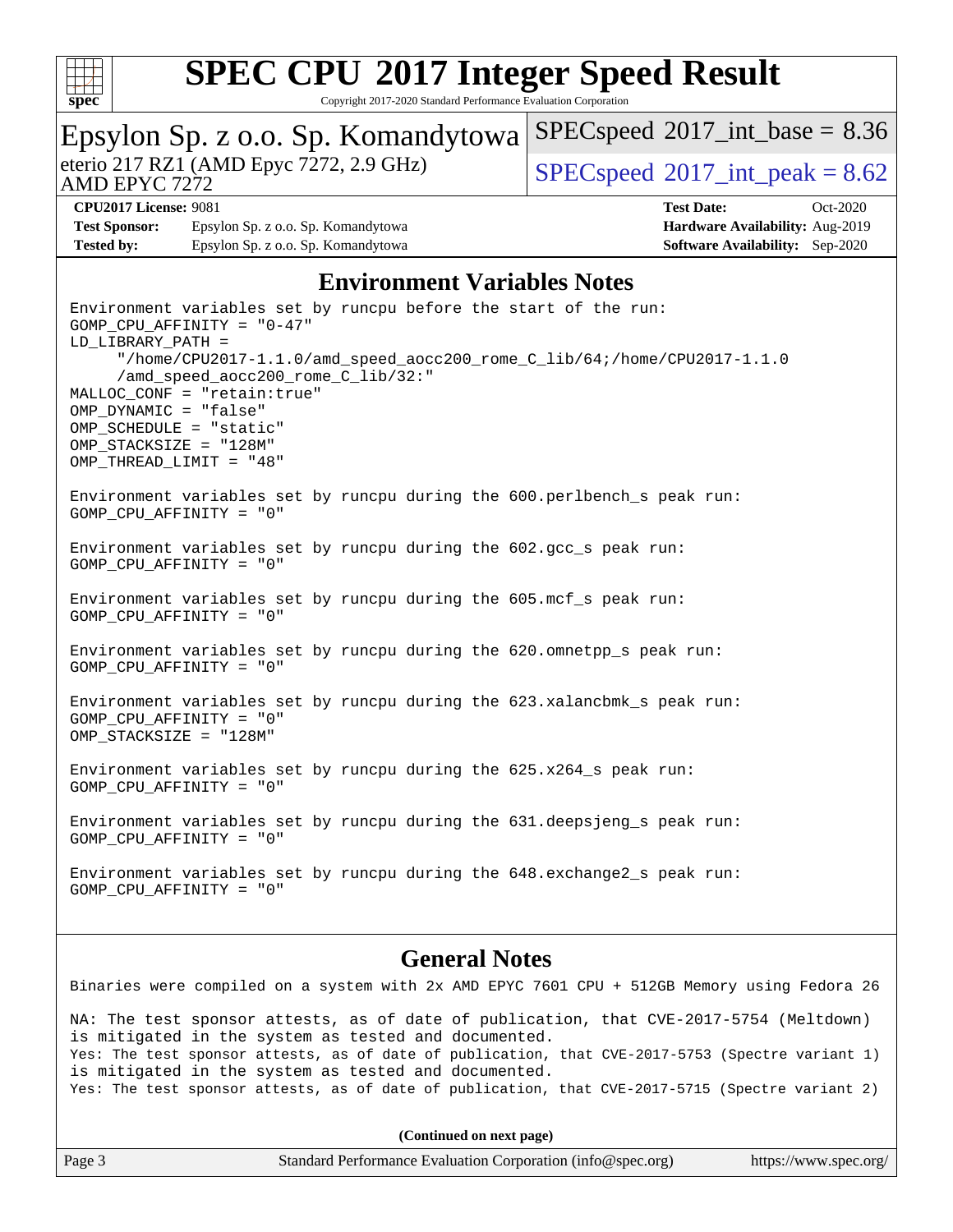## Environment Variables Notes

```
Environment variables set by runcpu before the start of the run:
GOMP_CPU_AFFINITY = "0-47"
LD_LIBRARY_PATH =
     "/home/CPU2017-1.1.0/amd_speed_aocc200_rome_C_lib/64;/home/CPU2017-1.1.0
     /amd_speed_aocc200_rome_C_lib/32:"
MALLOC_CONF = "retain:true"
OMP_DYNAMIC = "false"
OMP_SCHEDULE = "static"
OMP_STACKSIZE = "128M"
OMP_THREAD_LIMIT = "48"

Environment variables set by runcpu during the 600.perlbench_s peak run:
GOMP_CPU_AFFINITY = "0"

Environment variables set by runcpu during the 602.gcc_s peak run:
GOMP_CPU_AFFINITY = "0"

Environment variables set by runcpu during the 605.mcf_s peak run:
GOMP_CPU_AFFINITY = "0"

Environment variables set by runcpu during the 620.omnetpp_s peak run:
GOMP_CPU_AFFINITY = "0"

Environment variables set by runcpu during the 623.xalancbmk_s peak run:
GOMP_CPU_AFFINITY = "0"
OMP_STACKSIZE = "128M"

Environment variables set by runcpu during the 625.x264_s peak run:
GOMP_CPU_AFFINITY = "0"

Environment variables set by runcpu during the 631.deepsjeng_s peak run:
GOMP_CPU_AFFINITY = "0"

Environment variables set by runcpu during the 648.exchange2_s peak run:
GOMP_CPU_AFFINITY = "0"
```

## General Notes

```
Binaries were compiled on a system with 2x AMD EPYC 7601 CPU + 512GB Memory using Fedora 26

NA: The test sponsor attests, as of date of publication, that CVE-2017-5754 (Meltdown)
is mitigated in the system as tested and documented.
Yes: The test sponsor attests, as of date of publication, that CVE-2017-5753 (Spectre variant 1)
is mitigated in the system as tested and documented.
Yes: The test sponsor attests, as of date of publication, that CVE-2017-5715 (Spectre variant 2)
```

**(Continued on next page)**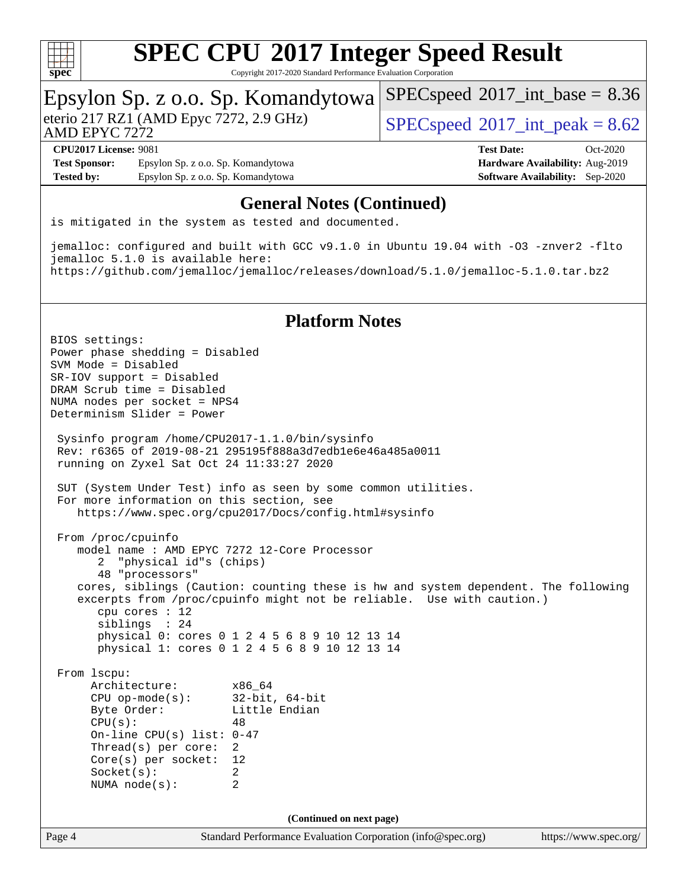## General Notes (Continued)

```
is mitigated in the system as tested and documented.

jemalloc: configured and built with GCC v9.1.0 in Ubuntu 19.04 with -O3 -znver2 -flto
jemalloc 5.1.0 is available here:
https://github.com/jemalloc/jemalloc/releases/download/5.1.0/jemalloc-5.1.0.tar.bz2
```

## Platform Notes

```
BIOS settings:
Power phase shedding = Disabled
SVM Mode = Disabled
SR-IOV support = Disabled
DRAM Scrub time = Disabled
NUMA nodes per socket = NPS4
Determinism Slider = Power

 Sysinfo program /home/CPU2017-1.1.0/bin/sysinfo
 Rev: r6365 of 2019-08-21 295195f888a3d7edb1e6e46a485a0011
 running on Zyxel Sat Oct 24 11:33:27 2020

 SUT (System Under Test) info as seen by some common utilities.
 For more information on this section, see
    https://www.spec.org/cpu2017/Docs/config.html#sysinfo

 From /proc/cpuinfo
    model name : AMD EPYC 7272 12-Core Processor
       2  "physical id"s (chips)
       48 "processors"
    cores, siblings (Caution: counting these is hw and system dependent. The following
    excerpts from /proc/cpuinfo might not be reliable.  Use with caution.)
       cpu cores : 12
       siblings  : 24
       physical 0: cores 0 1 2 4 5 6 8 9 10 12 13 14
       physical 1: cores 0 1 2 4 5 6 8 9 10 12 13 14

 From lscpu:
      Architecture:        x86_64
      CPU op-mode(s):      32-bit, 64-bit
      Byte Order:          Little Endian
      CPU(s):              48
      On-line CPU(s) list: 0-47
      Thread(s) per core:  2
      Core(s) per socket:  12
      Socket(s):           2
      NUMA node(s):        2
```

(Continued on next page)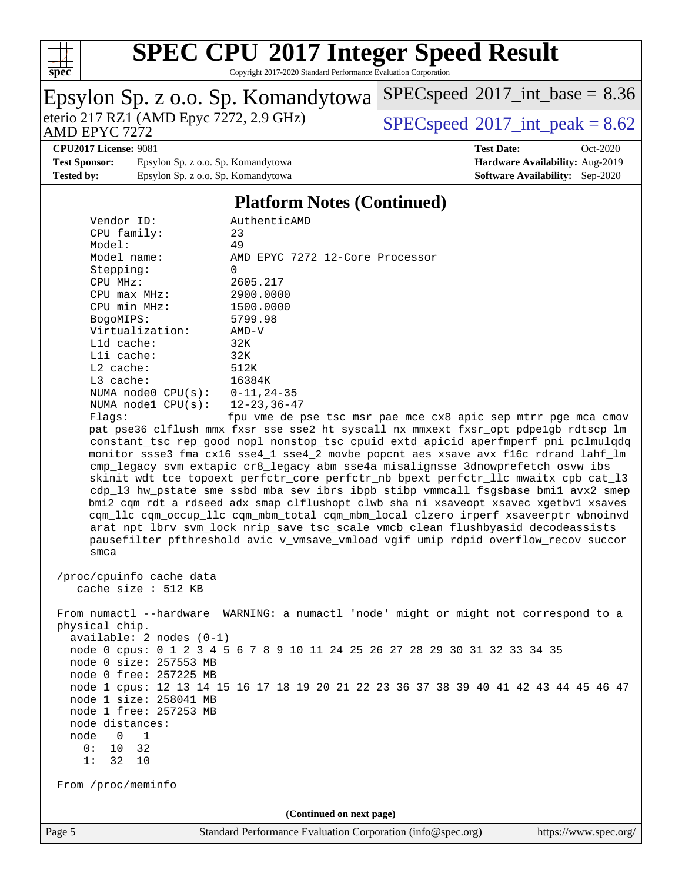## Platform Notes (Continued)

```
     Vendor ID:           AuthenticAMD
     CPU family:          23
     Model:               49
     Model name:          AMD EPYC 7272 12-Core Processor
     Stepping:            0
     CPU MHz:             2605.217
     CPU max MHz:         2900.0000
     CPU min MHz:         1500.0000
     BogoMIPS:            5799.98
     Virtualization:      AMD-V
     L1d cache:           32K
     L1i cache:           32K
     L2 cache:            512K
     L3 cache:            16384K
     NUMA node0 CPU(s):   0-11,24-35
     NUMA node1 CPU(s):   12-23,36-47
     Flags:               fpu vme de pse tsc msr pae mce cx8 apic sep mtrr pge mca cmov
     pat pse36 clflush mmx fxsr sse sse2 ht syscall nx mmxext fxsr_opt pdpe1gb rdtscp lm
     constant_tsc rep_good nopl nonstop_tsc cpuid extd_apicid aperfmperf pni pclmulqdq
     monitor ssse3 fma cx16 sse4_1 sse4_2 movbe popcnt aes xsave avx f16c rdrand lahf_lm
     cmp_legacy svm extapic cr8_legacy abm sse4a misalignsse 3dnowprefetch osvw ibs
     skinit wdt tce topoext perfctr_core perfctr_nb bpext perfctr_llc mwaitx cpb cat_l3
     cdp_l3 hw_pstate sme ssbd mba sev ibrs ibpb stibp vmmcall fsgsbase bmi1 avx2 smep
     bmi2 cqm rdt_a rdseed adx smap clflushopt clwb sha_ni xsaveopt xsavec xgetbv1 xsaves
     cqm_llc cqm_occup_llc cqm_mbm_total cqm_mbm_local clzero irperf xsaveerptr wbnoinvd
     arat npt lbrv svm_lock nrip_save tsc_scale vmcb_clean flushbyasid decodeassists
     pausefilter pfthreshold avic v_vmsave_vmload vgif umip rdpid overflow_recov succor
     smca

 /proc/cpuinfo cache data
    cache size : 512 KB

 From numactl --hardware  WARNING: a numactl 'node' might or might not correspond to a
 physical chip.
   available: 2 nodes (0-1)
   node 0 cpus: 0 1 2 3 4 5 6 7 8 9 10 11 24 25 26 27 28 29 30 31 32 33 34 35
   node 0 size: 257553 MB
   node 0 free: 257225 MB
   node 1 cpus: 12 13 14 15 16 17 18 19 20 21 22 23 36 37 38 39 40 41 42 43 44 45 46 47
   node 1 size: 258041 MB
   node 1 free: 257253 MB
   node distances:
   node   0   1
     0:  10  32
     1:  32  10

 From /proc/meminfo
```

(Continued on next page)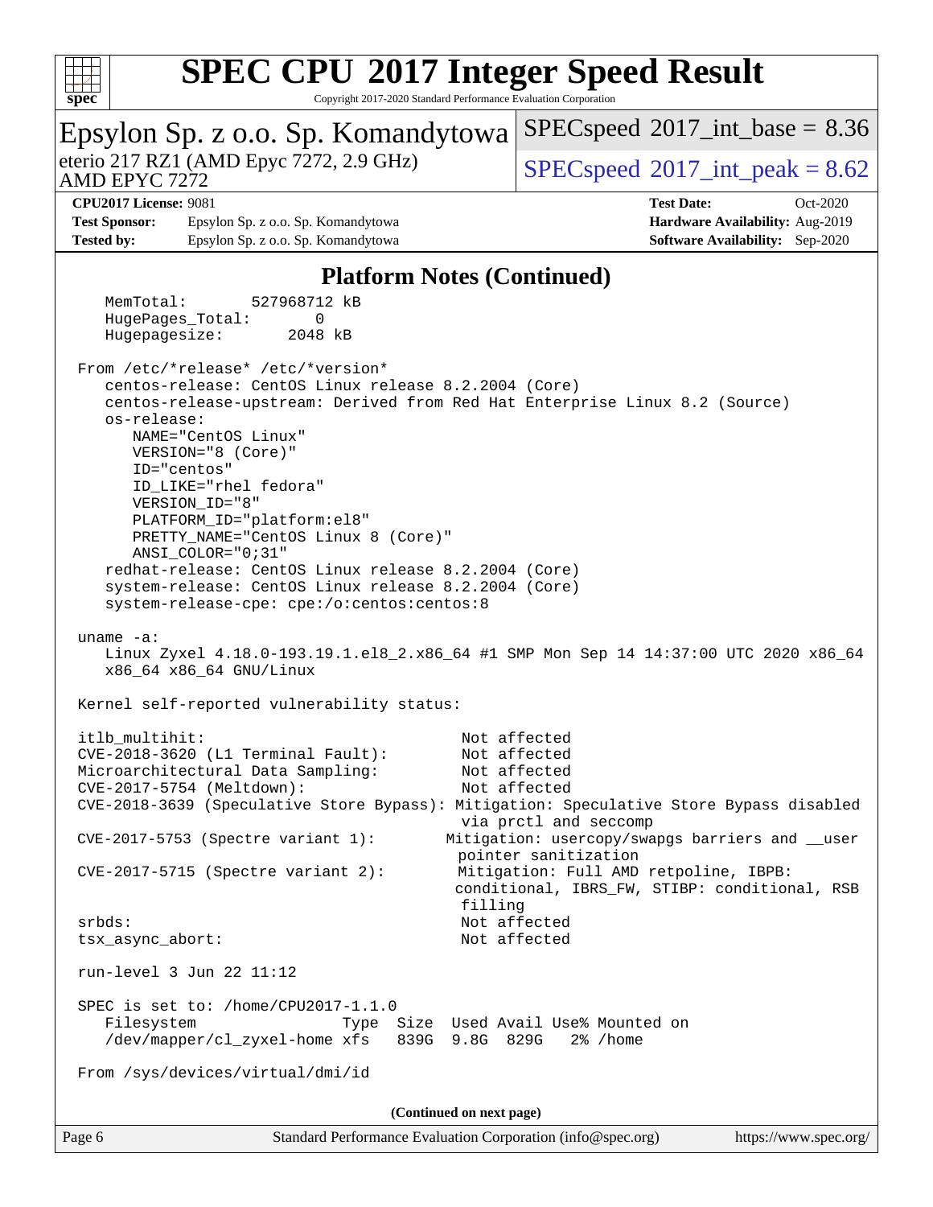# SPEC CPU 2017 Integer Speed Result

Copyright 2017-2020 Standard Performance Evaluation Corporation

**Epsylon Sp. z o.o. Sp. Komandytowa**
eterio 217 RZ1 (AMD Epyc 7272, 2.9 GHz)
AMD EPYC 7272

SPECspeed 2017_int_base = 8.36
SPECspeed 2017_int_peak = 8.62

**CPU2017 License:** 9081
**Test Sponsor:** Epsylon Sp. z o.o. Sp. Komandytowa
**Tested by:** Epsylon Sp. z o.o. Sp. Komandytowa
**Test Date:** Oct-2020
**Hardware Availability:** Aug-2019
**Software Availability:** Sep-2020

## Platform Notes (Continued)

```
    MemTotal:       527968712 kB
    HugePages_Total:       0
    Hugepagesize:       2048 kB

 From /etc/*release* /etc/*version*
    centos-release: CentOS Linux release 8.2.2004 (Core)
    centos-release-upstream: Derived from Red Hat Enterprise Linux 8.2 (Source)
    os-release:
       NAME="CentOS Linux"
       VERSION="8 (Core)"
       ID="centos"
       ID_LIKE="rhel fedora"
       VERSION_ID="8"
       PLATFORM_ID="platform:el8"
       PRETTY_NAME="CentOS Linux 8 (Core)"
       ANSI_COLOR="0;31"
    redhat-release: CentOS Linux release 8.2.2004 (Core)
    system-release: CentOS Linux release 8.2.2004 (Core)
    system-release-cpe: cpe:/o:centos:centos:8

 uname -a:
    Linux Zyxel 4.18.0-193.19.1.el8_2.x86_64 #1 SMP Mon Sep 14 14:37:00 UTC 2020 x86_64
    x86_64 x86_64 GNU/Linux

 Kernel self-reported vulnerability status:

 itlb_multihit:                                         Not affected
 CVE-2018-3620 (L1 Terminal Fault):                     Not affected
 Microarchitectural Data Sampling:                      Not affected
 CVE-2017-5754 (Meltdown):                              Not affected
 CVE-2018-3639 (Speculative Store Bypass): Mitigation: Speculative Store Bypass disabled
                                                        via prctl and seccomp
 CVE-2017-5753 (Spectre variant 1):                    Mitigation: usercopy/swapgs barriers and __user
                                                        pointer sanitization
 CVE-2017-5715 (Spectre variant 2):                    Mitigation: Full AMD retpoline, IBPB:
                                                        conditional, IBRS_FW, STIBP: conditional, RSB
                                                        filling
 srbds:                                                 Not affected
 tsx_async_abort:                                       Not affected

 run-level 3 Jun 22 11:12

 SPEC is set to: /home/CPU2017-1.1.0
    Filesystem                  Type  Size  Used Avail Use% Mounted on
    /dev/mapper/cl_zyxel-home xfs   839G  9.8G  829G   2% /home

 From /sys/devices/virtual/dmi/id
```

(Continued on next page)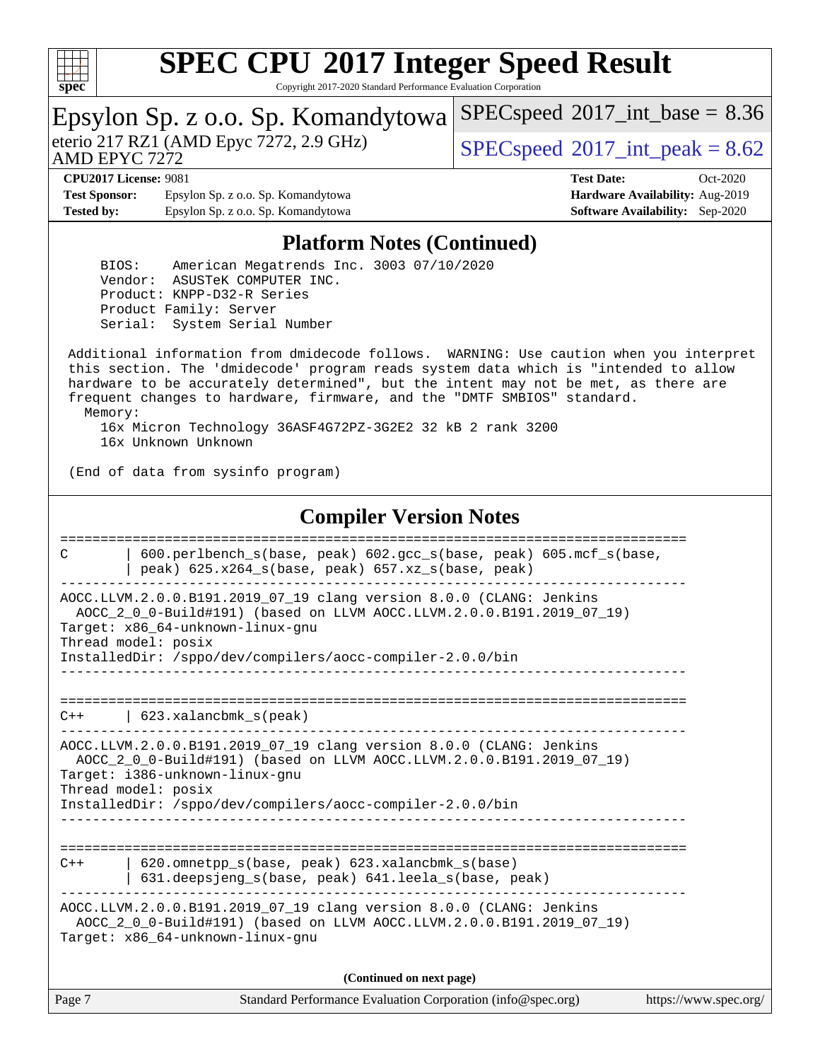# SPEC CPU 2017 Integer Speed Result

Copyright 2017-2020 Standard Performance Evaluation Corporation

## Epsylon Sp. z o.o. Sp. Komandytowa

eterio 217 RZ1 (AMD Epyc 7272, 2.9 GHz)
AMD EPYC 7272

SPECspeed 2017_int_base = 8.36

SPECspeed 2017_int_peak = 8.62

**CPU2017 License:** 9081
**Test Sponsor:** Epsylon Sp. z o.o. Sp. Komandytowa
**Tested by:** Epsylon Sp. z o.o. Sp. Komandytowa

**Test Date:** Oct-2020
**Hardware Availability:** Aug-2019
**Software Availability:** Sep-2020

## Platform Notes (Continued)

```
    BIOS:    American Megatrends Inc. 3003 07/10/2020
    Vendor:  ASUSTeK COMPUTER INC.
    Product: KNPP-D32-R Series
    Product Family: Server
    Serial:  System Serial Number

 Additional information from dmidecode follows.  WARNING: Use caution when you interpret
 this section. The 'dmidecode' program reads system data which is "intended to allow
 hardware to be accurately determined", but the intent may not be met, as there are
 frequent changes to hardware, firmware, and the "DMTF SMBIOS" standard.
   Memory:
     16x Micron Technology 36ASF4G72PZ-3G2E2 32 kB 2 rank 3200
     16x Unknown Unknown

 (End of data from sysinfo program)
```

## Compiler Version Notes

```
==============================================================================
C       | 600.perlbench_s(base, peak) 602.gcc_s(base, peak) 605.mcf_s(base,
        | peak) 625.x264_s(base, peak) 657.xz_s(base, peak)
------------------------------------------------------------------------------
AOCC.LLVM.2.0.0.B191.2019_07_19 clang version 8.0.0 (CLANG: Jenkins
  AOCC_2_0_0-Build#191) (based on LLVM AOCC.LLVM.2.0.0.B191.2019_07_19)
Target: x86_64-unknown-linux-gnu
Thread model: posix
InstalledDir: /sppo/dev/compilers/aocc-compiler-2.0.0/bin
------------------------------------------------------------------------------

==============================================================================
C++     | 623.xalancbmk_s(peak)
------------------------------------------------------------------------------
AOCC.LLVM.2.0.0.B191.2019_07_19 clang version 8.0.0 (CLANG: Jenkins
  AOCC_2_0_0-Build#191) (based on LLVM AOCC.LLVM.2.0.0.B191.2019_07_19)
Target: i386-unknown-linux-gnu
Thread model: posix
InstalledDir: /sppo/dev/compilers/aocc-compiler-2.0.0/bin
------------------------------------------------------------------------------

==============================================================================
C++     | 620.omnetpp_s(base, peak) 623.xalancbmk_s(base)
        | 631.deepsjeng_s(base, peak) 641.leela_s(base, peak)
------------------------------------------------------------------------------
AOCC.LLVM.2.0.0.B191.2019_07_19 clang version 8.0.0 (CLANG: Jenkins
  AOCC_2_0_0-Build#191) (based on LLVM AOCC.LLVM.2.0.0.B191.2019_07_19)
Target: x86_64-unknown-linux-gnu
```

**(Continued on next page)**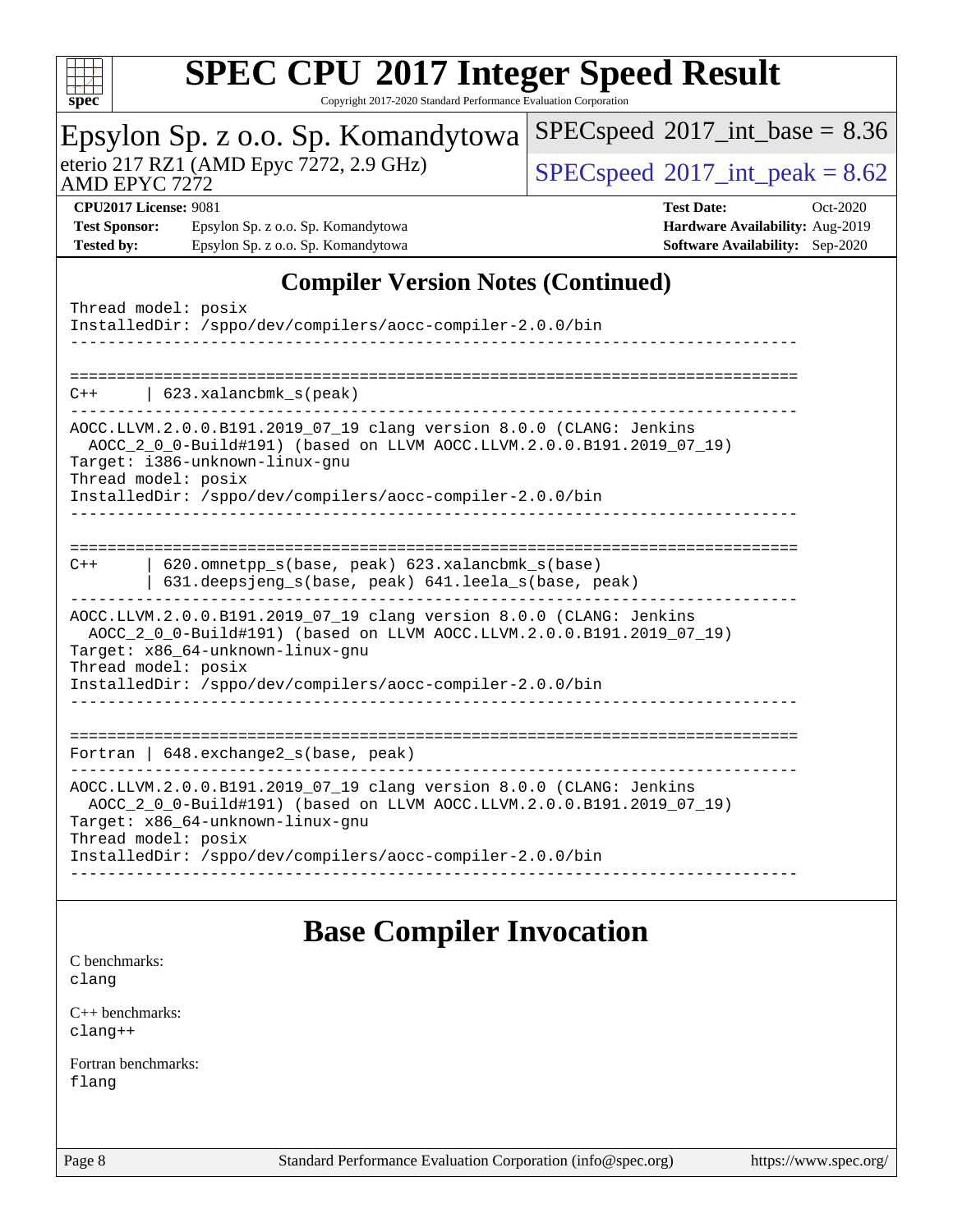## Compiler Version Notes (Continued)

```
Thread model: posix
InstalledDir: /sppo/dev/compilers/aocc-compiler-2.0.0/bin
------------------------------------------------------------------------------

==============================================================================
C++      | 623.xalancbmk_s(peak)
------------------------------------------------------------------------------
AOCC.LLVM.2.0.0.B191.2019_07_19 clang version 8.0.0 (CLANG: Jenkins
  AOCC_2_0_0-Build#191) (based on LLVM AOCC.LLVM.2.0.0.B191.2019_07_19)
Target: i386-unknown-linux-gnu
Thread model: posix
InstalledDir: /sppo/dev/compilers/aocc-compiler-2.0.0/bin
------------------------------------------------------------------------------

==============================================================================
C++      | 620.omnetpp_s(base, peak) 623.xalancbmk_s(base)
         | 631.deepsjeng_s(base, peak) 641.leela_s(base, peak)
------------------------------------------------------------------------------
AOCC.LLVM.2.0.0.B191.2019_07_19 clang version 8.0.0 (CLANG: Jenkins
  AOCC_2_0_0-Build#191) (based on LLVM AOCC.LLVM.2.0.0.B191.2019_07_19)
Target: x86_64-unknown-linux-gnu
Thread model: posix
InstalledDir: /sppo/dev/compilers/aocc-compiler-2.0.0/bin
------------------------------------------------------------------------------

==============================================================================
Fortran | 648.exchange2_s(base, peak)
------------------------------------------------------------------------------
AOCC.LLVM.2.0.0.B191.2019_07_19 clang version 8.0.0 (CLANG: Jenkins
  AOCC_2_0_0-Build#191) (based on LLVM AOCC.LLVM.2.0.0.B191.2019_07_19)
Target: x86_64-unknown-linux-gnu
Thread model: posix
InstalledDir: /sppo/dev/compilers/aocc-compiler-2.0.0/bin
------------------------------------------------------------------------------
```

## Base Compiler Invocation

C benchmarks:
clang

C++ benchmarks:
clang++

Fortran benchmarks:
flang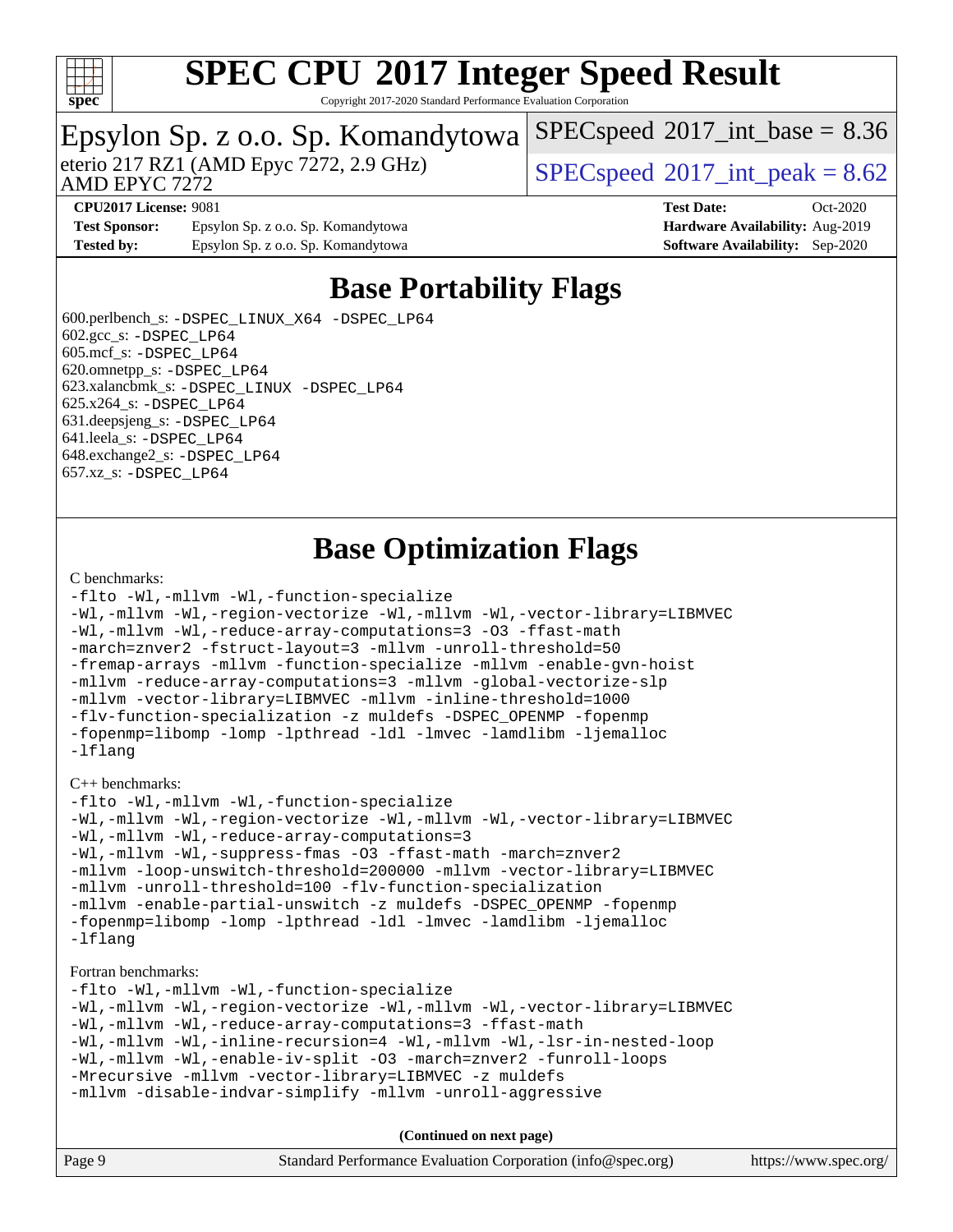# SPEC CPU 2017 Integer Speed Result

Copyright 2017-2020 Standard Performance Evaluation Corporation

## Epsylon Sp. z o.o. Sp. Komandytowa

eterio 217 RZ1 (AMD Epyc 7272, 2.9 GHz)
AMD EPYC 7272

SPECspeed 2017_int_base = 8.36

SPECspeed 2017_int_peak = 8.62

**CPU2017 License:** 9081
**Test Sponsor:** Epsylon Sp. z o.o. Sp. Komandytowa
**Tested by:** Epsylon Sp. z o.o. Sp. Komandytowa

**Test Date:** Oct-2020
**Hardware Availability:** Aug-2019
**Software Availability:** Sep-2020

## Base Portability Flags

600.perlbench_s: `-DSPEC_LINUX_X64 -DSPEC_LP64`
602.gcc_s: `-DSPEC_LP64`
605.mcf_s: `-DSPEC_LP64`
620.omnetpp_s: `-DSPEC_LP64`
623.xalancbmk_s: `-DSPEC_LINUX -DSPEC_LP64`
625.x264_s: `-DSPEC_LP64`
631.deepsjeng_s: `-DSPEC_LP64`
641.leela_s: `-DSPEC_LP64`
648.exchange2_s: `-DSPEC_LP64`
657.xz_s: `-DSPEC_LP64`

## Base Optimization Flags

C benchmarks:

```
-flto -Wl,-mllvm -Wl,-function-specialize
-Wl,-mllvm -Wl,-region-vectorize -Wl,-mllvm -Wl,-vector-library=LIBMVEC
-Wl,-mllvm -Wl,-reduce-array-computations=3 -O3 -ffast-math
-march=znver2 -fstruct-layout=3 -mllvm -unroll-threshold=50
-fremap-arrays -mllvm -function-specialize -mllvm -enable-gvn-hoist
-mllvm -reduce-array-computations=3 -mllvm -global-vectorize-slp
-mllvm -vector-library=LIBMVEC -mllvm -inline-threshold=1000
-flv-function-specialization -z muldefs -DSPEC_OPENMP -fopenmp
-fopenmp=libomp -lomp -lpthread -ldl -lmvec -lamdlibm -ljemalloc
-lflang
```

C++ benchmarks:

```
-flto -Wl,-mllvm -Wl,-function-specialize
-Wl,-mllvm -Wl,-region-vectorize -Wl,-mllvm -Wl,-vector-library=LIBMVEC
-Wl,-mllvm -Wl,-reduce-array-computations=3
-Wl,-mllvm -Wl,-suppress-fmas -O3 -ffast-math -march=znver2
-mllvm -loop-unswitch-threshold=200000 -mllvm -vector-library=LIBMVEC
-mllvm -unroll-threshold=100 -flv-function-specialization
-mllvm -enable-partial-unswitch -z muldefs -DSPEC_OPENMP -fopenmp
-fopenmp=libomp -lomp -lpthread -ldl -lmvec -lamdlibm -ljemalloc
-lflang
```

Fortran benchmarks:

```
-flto -Wl,-mllvm -Wl,-function-specialize
-Wl,-mllvm -Wl,-region-vectorize -Wl,-mllvm -Wl,-vector-library=LIBMVEC
-Wl,-mllvm -Wl,-reduce-array-computations=3 -ffast-math
-Wl,-mllvm -Wl,-inline-recursion=4 -Wl,-mllvm -Wl,-lsr-in-nested-loop
-Wl,-mllvm -Wl,-enable-iv-split -O3 -march=znver2 -funroll-loops
-Mrecursive -mllvm -vector-library=LIBMVEC -z muldefs
-mllvm -disable-indvar-simplify -mllvm -unroll-aggressive
```

**(Continued on next page)**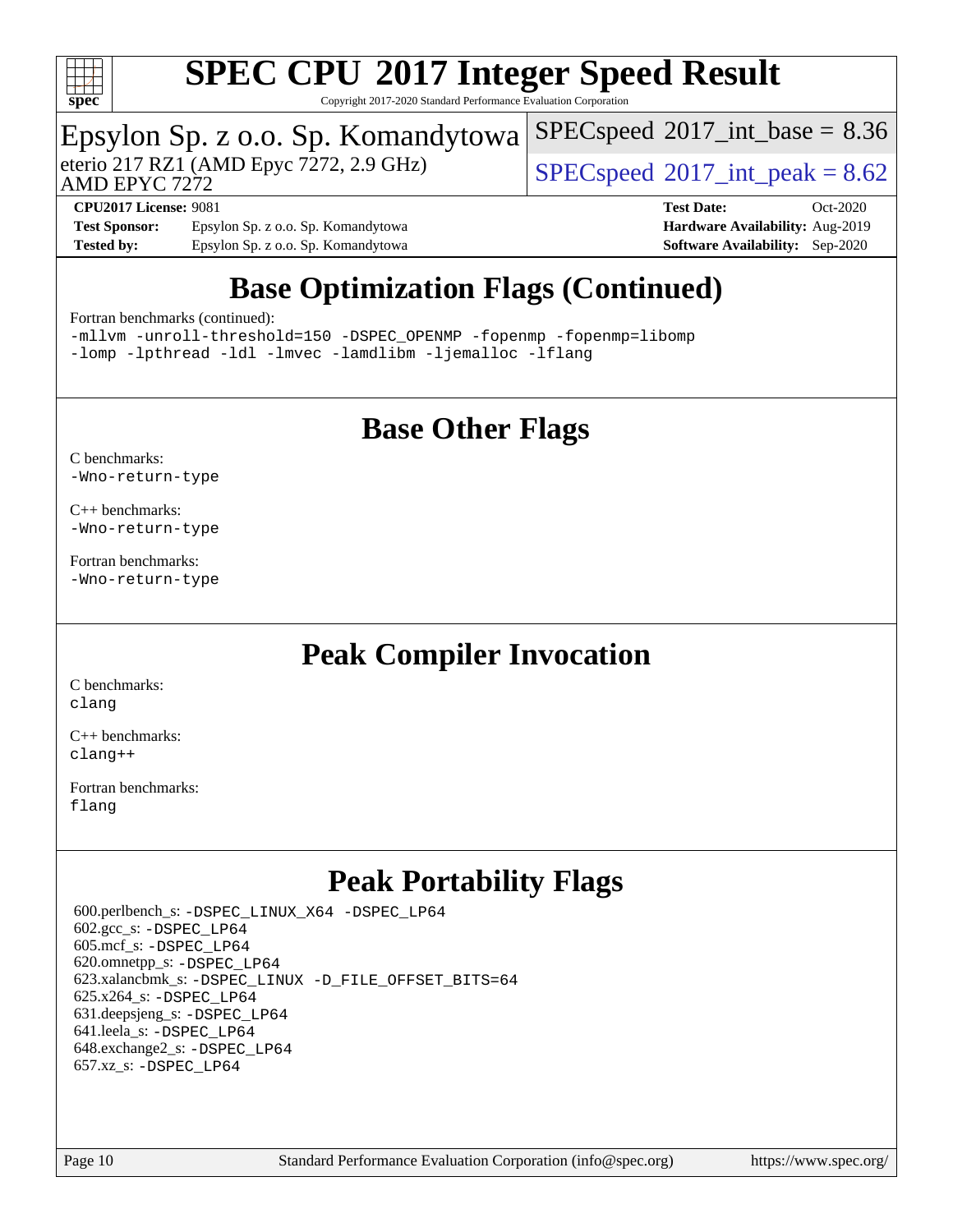# Base Optimization Flags (Continued)

Fortran benchmarks (continued):

```
-mllvm -unroll-threshold=150 -DSPEC_OPENMP -fopenmp -fopenmp=libomp
-lomp -lpthread -ldl -lmvec -lamdlibm -ljemalloc -lflang
```

# Base Other Flags

C benchmarks:
`-Wno-return-type`

C++ benchmarks:
`-Wno-return-type`

Fortran benchmarks:
`-Wno-return-type`

# Peak Compiler Invocation

C benchmarks:
`clang`

C++ benchmarks:
`clang++`

Fortran benchmarks:
`flang`

# Peak Portability Flags

600.perlbench_s: `-DSPEC_LINUX_X64 -DSPEC_LP64`
602.gcc_s: `-DSPEC_LP64`
605.mcf_s: `-DSPEC_LP64`
620.omnetpp_s: `-DSPEC_LP64`
623.xalancbmk_s: `-DSPEC_LINUX -D_FILE_OFFSET_BITS=64`
625.x264_s: `-DSPEC_LP64`
631.deepsjeng_s: `-DSPEC_LP64`
641.leela_s: `-DSPEC_LP64`
648.exchange2_s: `-DSPEC_LP64`
657.xz_s: `-DSPEC_LP64`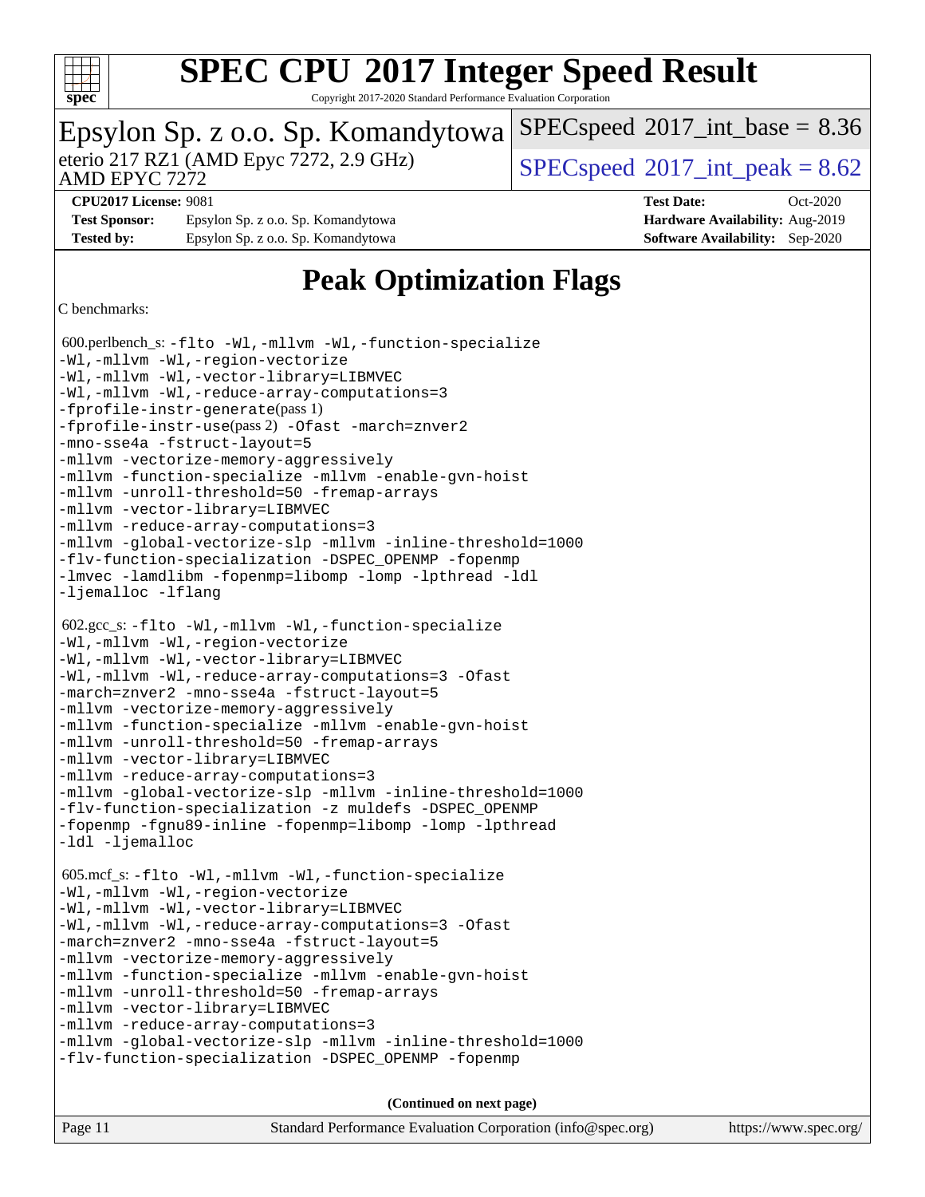# SPEC CPU 2017 Integer Speed Result

Copyright 2017-2020 Standard Performance Evaluation Corporation

## Epsylon Sp. z o.o. Sp. Komandytowa

eterio 217 RZ1 (AMD Epyc 7272, 2.9 GHz)
AMD EPYC 7272

SPECspeed 2017_int_base = 8.36

SPECspeed 2017_int_peak = 8.62

**CPU2017 License:** 9081
**Test Sponsor:** Epsylon Sp. z o.o. Sp. Komandytowa
**Tested by:** Epsylon Sp. z o.o. Sp. Komandytowa

**Test Date:** Oct-2020
**Hardware Availability:** Aug-2019
**Software Availability:** Sep-2020

# Peak Optimization Flags

C benchmarks:

600.perlbench_s: -flto -Wl,-mllvm -Wl,-function-specialize
-Wl,-mllvm -Wl,-region-vectorize
-Wl,-mllvm -Wl,-vector-library=LIBMVEC
-Wl,-mllvm -Wl,-reduce-array-computations=3
-fprofile-instr-generate(pass 1)
-fprofile-instr-use(pass 2) -Ofast -march=znver2
-mno-sse4a -fstruct-layout=5
-mllvm -vectorize-memory-aggressively
-mllvm -function-specialize -mllvm -enable-gvn-hoist
-mllvm -unroll-threshold=50 -fremap-arrays
-mllvm -vector-library=LIBMVEC
-mllvm -reduce-array-computations=3
-mllvm -global-vectorize-slp -mllvm -inline-threshold=1000
-flv-function-specialization -DSPEC_OPENMP -fopenmp
-lmvec -lamdlibm -fopenmp=libomp -lomp -lpthread -ldl
-ljemalloc -lflang

602.gcc_s: -flto -Wl,-mllvm -Wl,-function-specialize
-Wl,-mllvm -Wl,-region-vectorize
-Wl,-mllvm -Wl,-vector-library=LIBMVEC
-Wl,-mllvm -Wl,-reduce-array-computations=3 -Ofast
-march=znver2 -mno-sse4a -fstruct-layout=5
-mllvm -vectorize-memory-aggressively
-mllvm -function-specialize -mllvm -enable-gvn-hoist
-mllvm -unroll-threshold=50 -fremap-arrays
-mllvm -vector-library=LIBMVEC
-mllvm -reduce-array-computations=3
-mllvm -global-vectorize-slp -mllvm -inline-threshold=1000
-flv-function-specialization -z muldefs -DSPEC_OPENMP
-fopenmp -fgnu89-inline -fopenmp=libomp -lomp -lpthread
-ldl -ljemalloc

605.mcf_s: -flto -Wl,-mllvm -Wl,-function-specialize
-Wl,-mllvm -Wl,-region-vectorize
-Wl,-mllvm -Wl,-vector-library=LIBMVEC
-Wl,-mllvm -Wl,-reduce-array-computations=3 -Ofast
-march=znver2 -mno-sse4a -fstruct-layout=5
-mllvm -vectorize-memory-aggressively
-mllvm -function-specialize -mllvm -enable-gvn-hoist
-mllvm -unroll-threshold=50 -fremap-arrays
-mllvm -vector-library=LIBMVEC
-mllvm -reduce-array-computations=3
-mllvm -global-vectorize-slp -mllvm -inline-threshold=1000
-flv-function-specialization -DSPEC_OPENMP -fopenmp

(Continued on next page)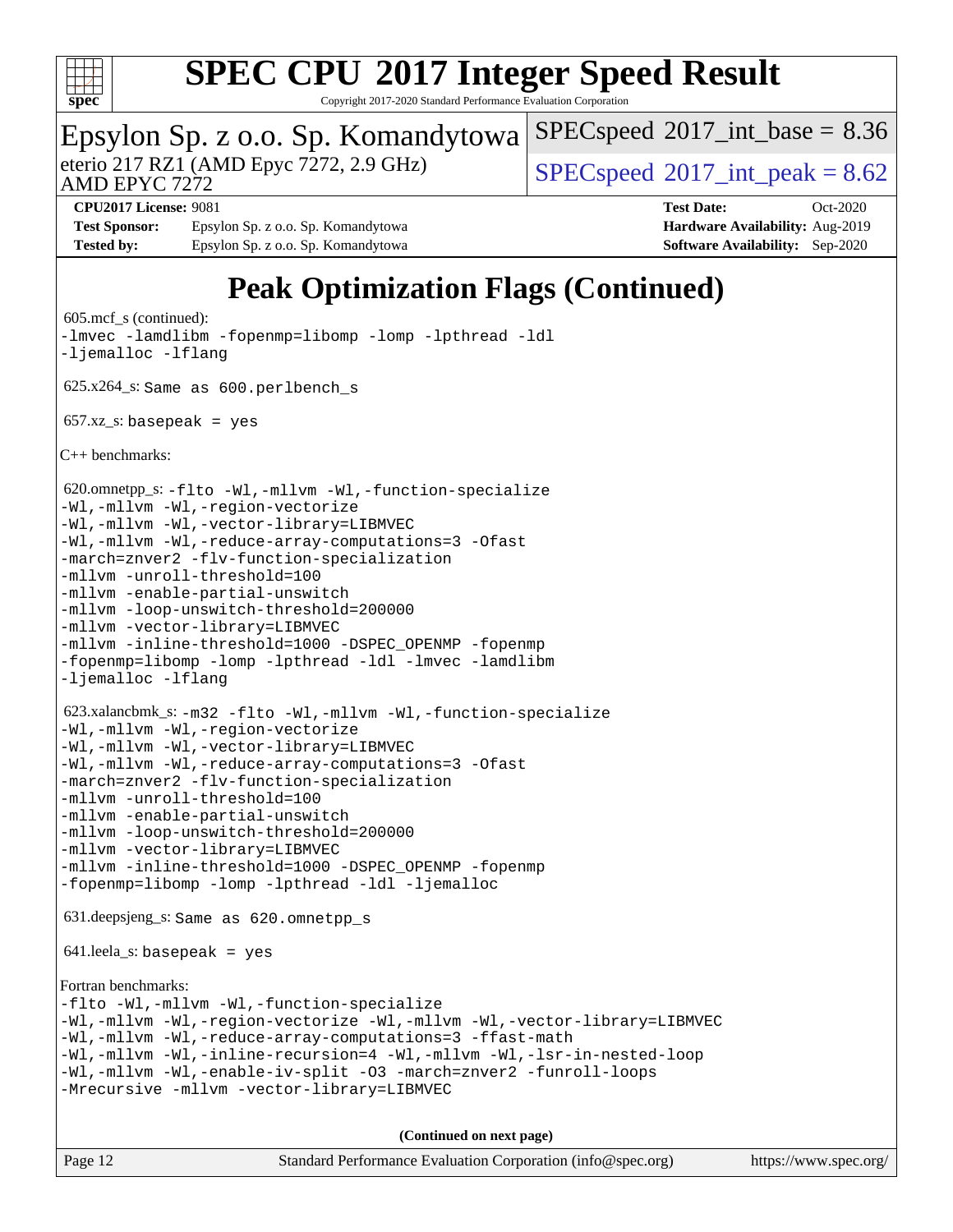# Peak Optimization Flags (Continued)

605.mcf_s (continued):

```
-lmvec -lamdlibm -fopenmp=libomp -lomp -lpthread -ldl
-ljemalloc -lflang
```

625.x264_s: Same as 600.perlbench_s

657.xz_s: basepeak = yes

C++ benchmarks:

620.omnetpp_s:

```
-flto -Wl,-mllvm -Wl,-function-specialize
-Wl,-mllvm -Wl,-region-vectorize
-Wl,-mllvm -Wl,-vector-library=LIBMVEC
-Wl,-mllvm -Wl,-reduce-array-computations=3 -Ofast
-march=znver2 -flv-function-specialization
-mllvm -unroll-threshold=100
-mllvm -enable-partial-unswitch
-mllvm -loop-unswitch-threshold=200000
-mllvm -vector-library=LIBMVEC
-mllvm -inline-threshold=1000 -DSPEC_OPENMP -fopenmp
-fopenmp=libomp -lomp -lpthread -ldl -lmvec -lamdlibm
-ljemalloc -lflang
```

623.xalancbmk_s:

```
-m32 -flto -Wl,-mllvm -Wl,-function-specialize
-Wl,-mllvm -Wl,-region-vectorize
-Wl,-mllvm -Wl,-vector-library=LIBMVEC
-Wl,-mllvm -Wl,-reduce-array-computations=3 -Ofast
-march=znver2 -flv-function-specialization
-mllvm -unroll-threshold=100
-mllvm -enable-partial-unswitch
-mllvm -loop-unswitch-threshold=200000
-mllvm -vector-library=LIBMVEC
-mllvm -inline-threshold=1000 -DSPEC_OPENMP -fopenmp
-fopenmp=libomp -lomp -lpthread -ldl -ljemalloc
```

631.deepsjeng_s: Same as 620.omnetpp_s

641.leela_s: basepeak = yes

Fortran benchmarks:

```
-flto -Wl,-mllvm -Wl,-function-specialize
-Wl,-mllvm -Wl,-region-vectorize -Wl,-mllvm -Wl,-vector-library=LIBMVEC
-Wl,-mllvm -Wl,-reduce-array-computations=3 -ffast-math
-Wl,-mllvm -Wl,-inline-recursion=4 -Wl,-mllvm -Wl,-lsr-in-nested-loop
-Wl,-mllvm -Wl,-enable-iv-split -O3 -march=znver2 -funroll-loops
-Mrecursive -mllvm -vector-library=LIBMVEC
```

**(Continued on next page)**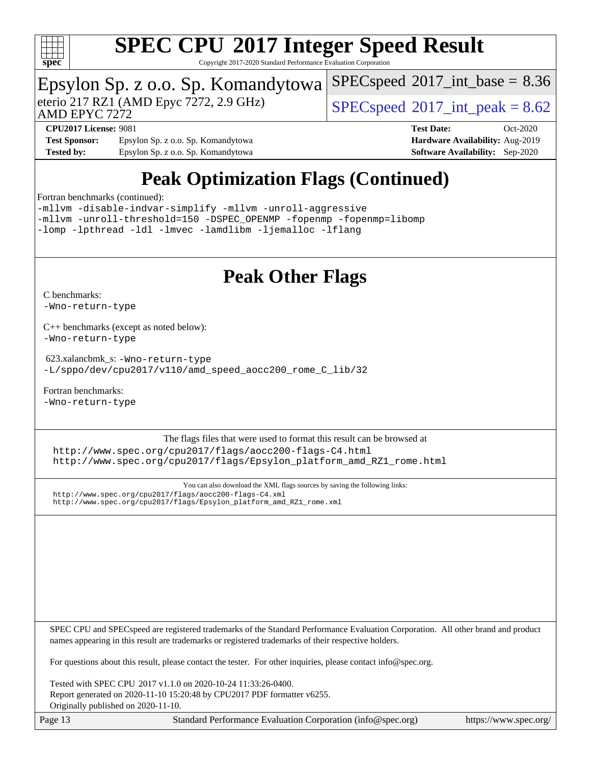# Peak Optimization Flags (Continued)

Fortran benchmarks (continued):

```
-mllvm -disable-indvar-simplify -mllvm -unroll-aggressive
-mllvm -unroll-threshold=150 -DSPEC_OPENMP -fopenmp -fopenmp=libomp
-lomp -lpthread -ldl -lmvec -lamdlibm -ljemalloc -lflang
```

# Peak Other Flags

C benchmarks:
`-Wno-return-type`

C++ benchmarks (except as noted below):
`-Wno-return-type`

623.xalancbmk_s: `-Wno-return-type`
`-L/sppo/dev/cpu2017/v110/amd_speed_aocc200_rome_C_lib/32`

Fortran benchmarks:
`-Wno-return-type`

The flags files that were used to format this result can be browsed at
http://www.spec.org/cpu2017/flags/aocc200-flags-C4.html
http://www.spec.org/cpu2017/flags/Epsylon_platform_amd_RZ1_rome.html

You can also download the XML flags sources by saving the following links:
http://www.spec.org/cpu2017/flags/aocc200-flags-C4.xml
http://www.spec.org/cpu2017/flags/Epsylon_platform_amd_RZ1_rome.xml

SPEC CPU and SPECspeed are registered trademarks of the Standard Performance Evaluation Corporation. All other brand and product names appearing in this result are trademarks or registered trademarks of their respective holders.

For questions about this result, please contact the tester. For other inquiries, please contact info@spec.org.

Tested with SPEC CPU 2017 v1.1.0 on 2020-10-24 11:33:26-0400.
Report generated on 2020-11-10 15:20:48 by CPU2017 PDF formatter v6255.
Originally published on 2020-11-10.